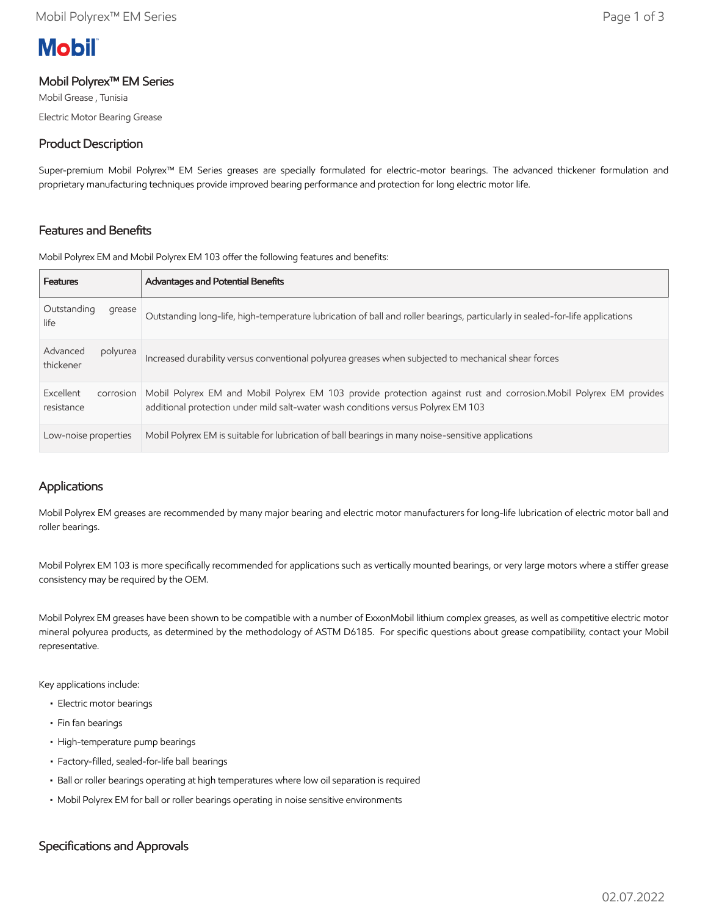Mobil

# Mobil Polyrex™ EM Series

Mobil Grease , Tunisia

Electric Motor Bearing Grease

## Product Description

Super-premium Mobil Polyrex™ EM Series greases are specially formulated for electric-motor bearings. The advanced thickener formulation and proprietary manufacturing techniques provide improved bearing performance and protection for long electric motor life.

## Features and Benefits

Mobil Polyrex EM and Mobil Polyrex EM 103 offer the following features and benefits:

| Features | Advantages and Potential Benefits |
| --- | --- |
| Outstanding grease life | Outstanding long-life, high-temperature lubrication of ball and roller bearings, particularly in sealed-for-life applications |
| Advanced polyurea thickener | Increased durability versus conventional polyurea greases when subjected to mechanical shear forces |
| Excellent corrosion resistance | Mobil Polyrex EM and Mobil Polyrex EM 103 provide protection against rust and corrosion.Mobil Polyrex EM provides additional protection under mild salt-water wash conditions versus Polyrex EM 103 |
| Low-noise properties | Mobil Polyrex EM is suitable for lubrication of ball bearings in many noise-sensitive applications |

## Applications

Mobil Polyrex EM greases are recommended by many major bearing and electric motor manufacturers for long-life lubrication of electric motor ball and roller bearings.

Mobil Polyrex EM 103 is more specifically recommended for applications such as vertically mounted bearings, or very large motors where a stiffer grease consistency may be required by the OEM.

Mobil Polyrex EM greases have been shown to be compatible with a number of ExxonMobil lithium complex greases, as well as competitive electric motor mineral polyurea products, as determined by the methodology of ASTM D6185. For specific questions about grease compatibility, contact your Mobil representative.

Key applications include:

- Electric motor bearings
- Fin fan bearings
- High-temperature pump bearings
- Factory-filled, sealed-for-life ball bearings
- Ball or roller bearings operating at high temperatures where low oil separation is required
- Mobil Polyrex EM for ball or roller bearings operating in noise sensitive environments

## Specifications and Approvals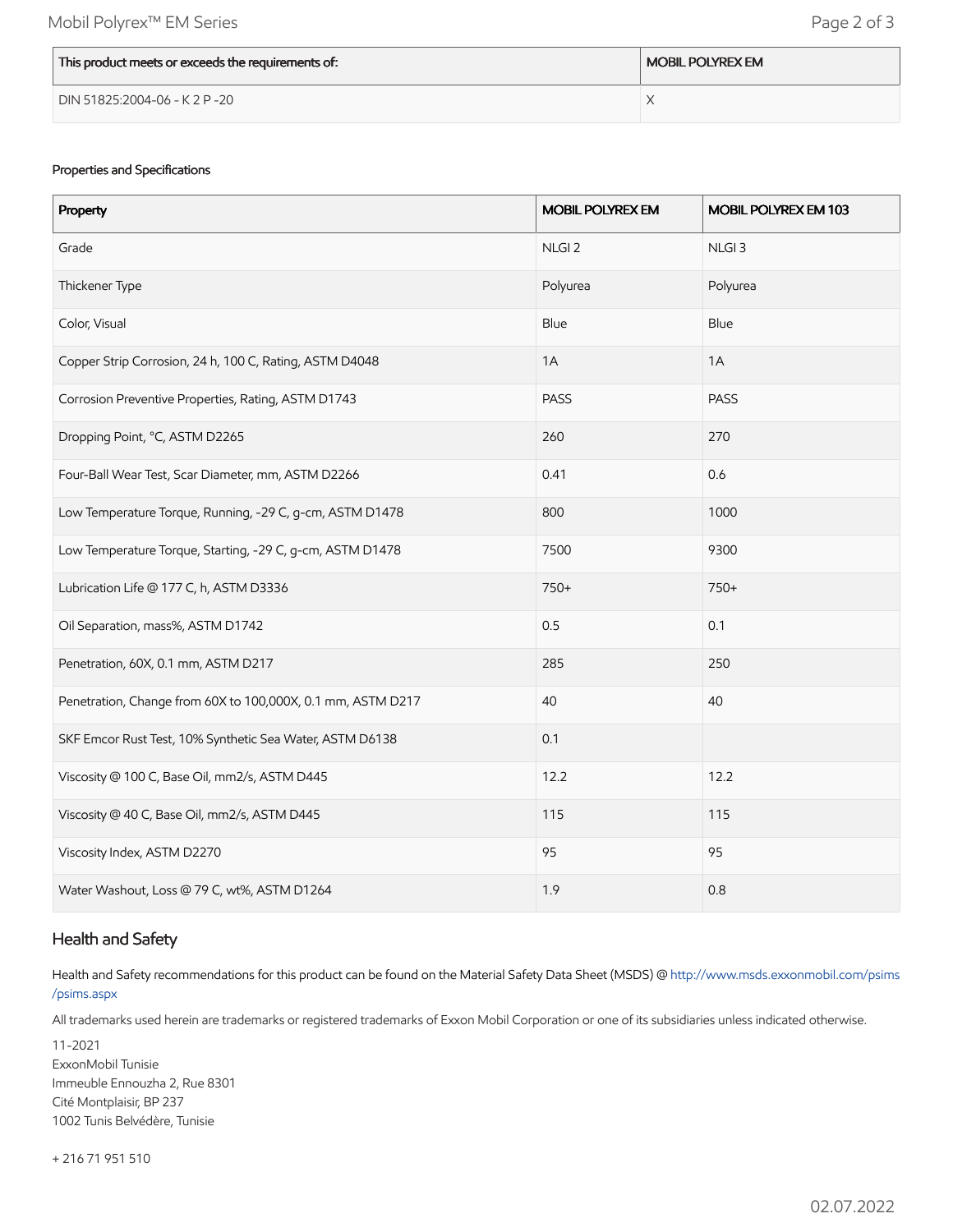| This product meets or exceeds the requirements of: | MOBIL POLYREX EM |
| --- | --- |
| DIN 51825:2004-06 - K 2 P -20 | X |

Properties and Specifications

| Property | MOBIL POLYREX EM | MOBIL POLYREX EM 103 |
| --- | --- | --- |
| Grade | NLGI 2 | NLGI 3 |
| Thickener Type | Polyurea | Polyurea |
| Color, Visual | Blue | Blue |
| Copper Strip Corrosion, 24 h, 100 C, Rating, ASTM D4048 | 1A | 1A |
| Corrosion Preventive Properties, Rating, ASTM D1743 | PASS | PASS |
| Dropping Point, °C, ASTM D2265 | 260 | 270 |
| Four-Ball Wear Test, Scar Diameter, mm, ASTM D2266 | 0.41 | 0.6 |
| Low Temperature Torque, Running, -29 C, g-cm, ASTM D1478 | 800 | 1000 |
| Low Temperature Torque, Starting, -29 C, g-cm, ASTM D1478 | 7500 | 9300 |
| Lubrication Life @ 177 C, h, ASTM D3336 | 750+ | 750+ |
| Oil Separation, mass%, ASTM D1742 | 0.5 | 0.1 |
| Penetration, 60X, 0.1 mm, ASTM D217 | 285 | 250 |
| Penetration, Change from 60X to 100,000X, 0.1 mm, ASTM D217 | 40 | 40 |
| SKF Emcor Rust Test, 10% Synthetic Sea Water, ASTM D6138 | 0.1 | |
| Viscosity @ 100 C, Base Oil, mm2/s, ASTM D445 | 12.2 | 12.2 |
| Viscosity @ 40 C, Base Oil, mm2/s, ASTM D445 | 115 | 115 |
| Viscosity Index, ASTM D2270 | 95 | 95 |
| Water Washout, Loss @ 79 C, wt%, ASTM D1264 | 1.9 | 0.8 |

## Health and Safety

Health and Safety recommendations for this product can be found on the Material Safety Data Sheet (MSDS) @ http://www.msds.exxonmobil.com/psims/psims.aspx

All trademarks used herein are trademarks or registered trademarks of Exxon Mobil Corporation or one of its subsidiaries unless indicated otherwise.

11-2021
ExxonMobil Tunisie
Immeuble Ennouzha 2, Rue 8301
Cité Montplaisir, BP 237
1002 Tunis Belvédère, Tunisie

+ 216 71 951 510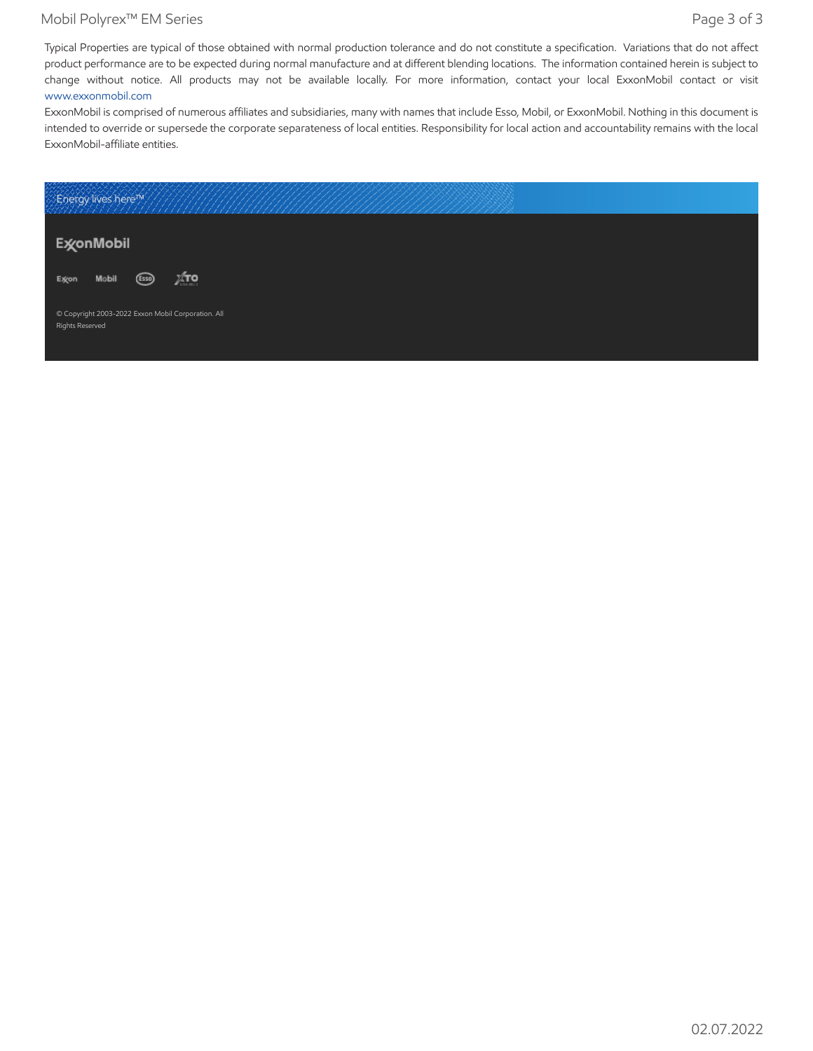Typical Properties are typical of those obtained with normal production tolerance and do not constitute a specification. Variations that do not affect product performance are to be expected during normal manufacture and at different blending locations. The information contained herein is subject to change without notice. All products may not be available locally. For more information, contact your local ExxonMobil contact or visit www.exxonmobil.com

ExxonMobil is comprised of numerous affiliates and subsidiaries, many with names that include Esso, Mobil, or ExxonMobil. Nothing in this document is intended to override or supersede the corporate separateness of local entities. Responsibility for local action and accountability remains with the local ExxonMobil-affiliate entities.

Energy lives here™

ExxonMobil

Exxon Mobil Esso XTO

© Copyright 2003-2022 Exxon Mobil Corporation. All Rights Reserved

02.07.2022